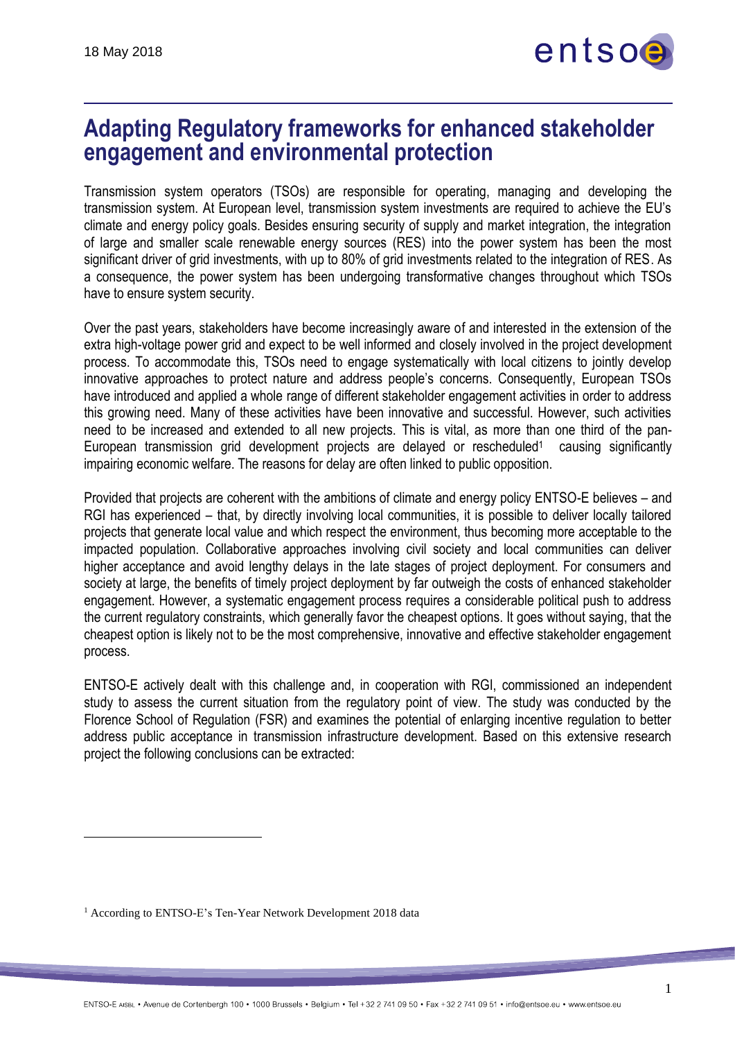18 May 2018

# Adapting Regulatory frameworks for enhanced stakeholder engagement and environmental protection

Transmission system operators (TSOs) are responsible for operating, managing and developing the transmission system. At European level, transmission system investments are required to achieve the EU's climate and energy policy goals. Besides ensuring security of supply and market integration, the integration of large and smaller scale renewable energy sources (RES) into the power system has been the most significant driver of grid investments, with up to 80% of grid investments related to the integration of RES. As a consequence, the power system has been undergoing transformative changes throughout which TSOs have to ensure system security.

Over the past years, stakeholders have become increasingly aware of and interested in the extension of the extra high-voltage power grid and expect to be well informed and closely involved in the project development process. To accommodate this, TSOs need to engage systematically with local citizens to jointly develop innovative approaches to protect nature and address people's concerns. Consequently, European TSOs have introduced and applied a whole range of different stakeholder engagement activities in order to address this growing need. Many of these activities have been innovative and successful. However, such activities need to be increased and extended to all new projects. This is vital, as more than one third of the pan-European transmission grid development projects are delayed or rescheduled[1] causing significantly impairing economic welfare. The reasons for delay are often linked to public opposition.

Provided that projects are coherent with the ambitions of climate and energy policy ENTSO-E believes – and RGI has experienced – that, by directly involving local communities, it is possible to deliver locally tailored projects that generate local value and which respect the environment, thus becoming more acceptable to the impacted population. Collaborative approaches involving civil society and local communities can deliver higher acceptance and avoid lengthy delays in the late stages of project deployment. For consumers and society at large, the benefits of timely project deployment by far outweigh the costs of enhanced stakeholder engagement. However, a systematic engagement process requires a considerable political push to address the current regulatory constraints, which generally favor the cheapest options. It goes without saying, that the cheapest option is likely not to be the most comprehensive, innovative and effective stakeholder engagement process.

ENTSO-E actively dealt with this challenge and, in cooperation with RGI, commissioned an independent study to assess the current situation from the regulatory point of view. The study was conducted by the Florence School of Regulation (FSR) and examines the potential of enlarging incentive regulation to better address public acceptance in transmission infrastructure development. Based on this extensive research project the following conclusions can be extracted:

[1] According to ENTSO-E's Ten-Year Network Development 2018 data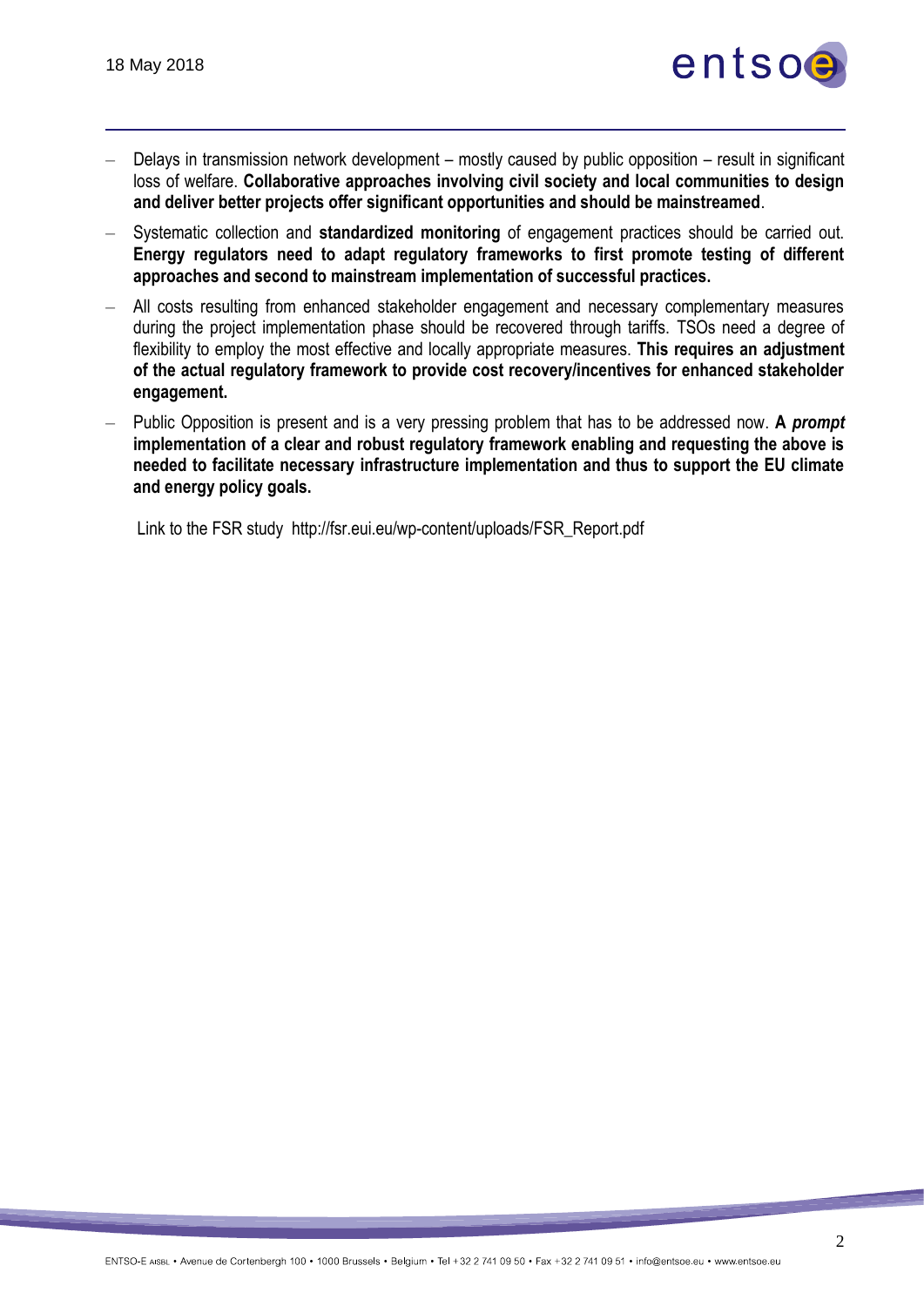- Delays in transmission network development – mostly caused by public opposition – result in significant loss of welfare. **Collaborative approaches involving civil society and local communities to design and deliver better projects offer significant opportunities and should be mainstreamed**.
- Systematic collection and **standardized monitoring** of engagement practices should be carried out. **Energy regulators need to adapt regulatory frameworks to first promote testing of different approaches and second to mainstream implementation of successful practices.**
- All costs resulting from enhanced stakeholder engagement and necessary complementary measures during the project implementation phase should be recovered through tariffs. TSOs need a degree of flexibility to employ the most effective and locally appropriate measures. **This requires an adjustment of the actual regulatory framework to provide cost recovery/incentives for enhanced stakeholder engagement.**
- Public Opposition is present and is a very pressing problem that has to be addressed now. **A *prompt* implementation of a clear and robust regulatory framework enabling and requesting the above is needed to facilitate necessary infrastructure implementation and thus to support the EU climate and energy policy goals.**

Link to the FSR study http://fsr.eui.eu/wp-content/uploads/FSR_Report.pdf